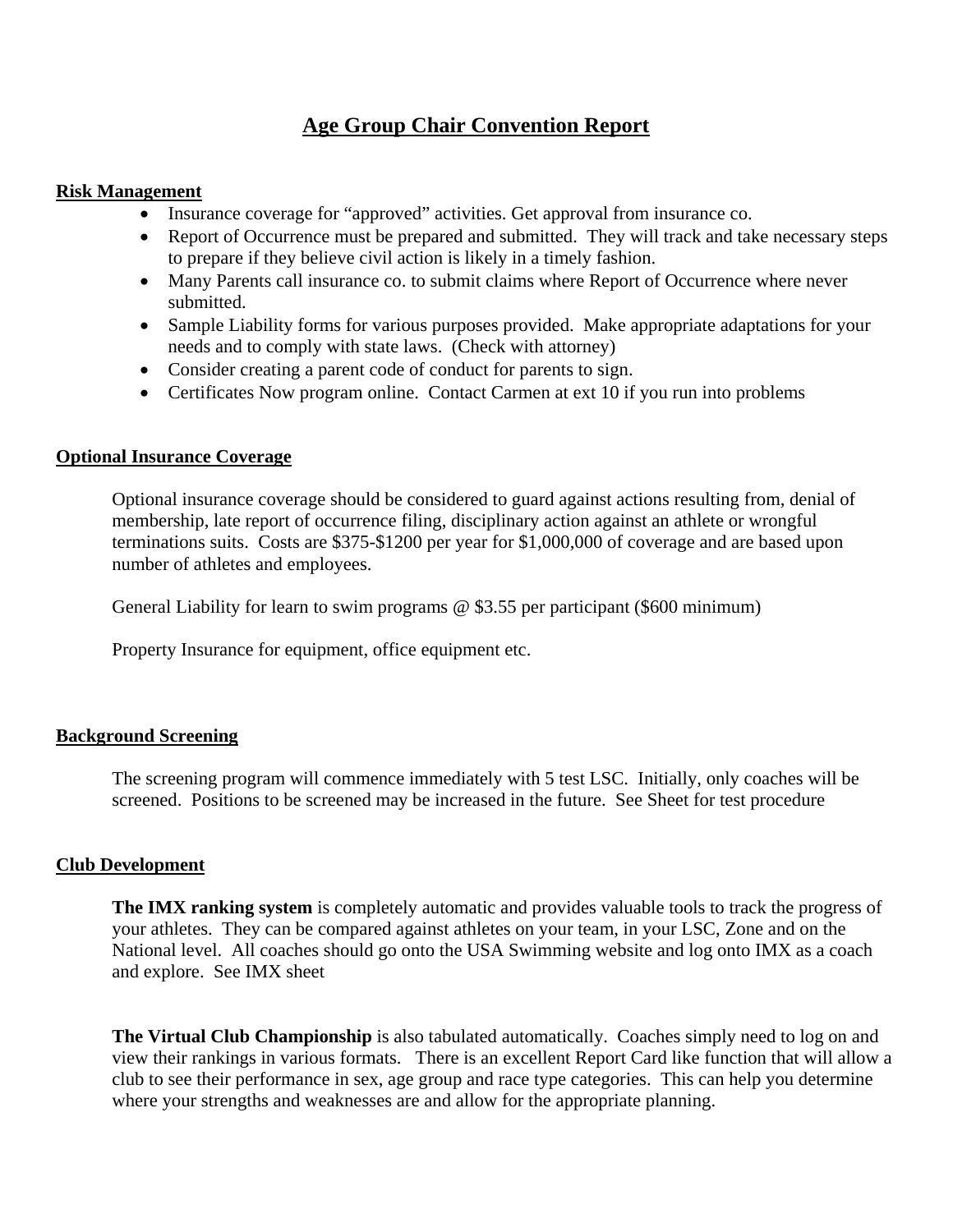# Age Group Chair Convention Report

## Risk Management

- Insurance coverage for "approved" activities. Get approval from insurance co.
- Report of Occurrence must be prepared and submitted. They will track and take necessary steps to prepare if they believe civil action is likely in a timely fashion.
- Many Parents call insurance co. to submit claims where Report of Occurrence where never submitted.
- Sample Liability forms for various purposes provided. Make appropriate adaptations for your needs and to comply with state laws. (Check with attorney)
- Consider creating a parent code of conduct for parents to sign.
- Certificates Now program online. Contact Carmen at ext 10 if you run into problems

## Optional Insurance Coverage

Optional insurance coverage should be considered to guard against actions resulting from, denial of membership, late report of occurrence filing, disciplinary action against an athlete or wrongful terminations suits. Costs are $375-$1200 per year for $1,000,000 of coverage and are based upon number of athletes and employees.

General Liability for learn to swim programs @ $3.55 per participant ($600 minimum)

Property Insurance for equipment, office equipment etc.

## Background Screening

The screening program will commence immediately with 5 test LSC. Initially, only coaches will be screened. Positions to be screened may be increased in the future. See Sheet for test procedure

## Club Development

**The IMX ranking system** is completely automatic and provides valuable tools to track the progress of your athletes. They can be compared against athletes on your team, in your LSC, Zone and on the National level. All coaches should go onto the USA Swimming website and log onto IMX as a coach and explore. See IMX sheet

**The Virtual Club Championship** is also tabulated automatically. Coaches simply need to log on and view their rankings in various formats. There is an excellent Report Card like function that will allow a club to see their performance in sex, age group and race type categories. This can help you determine where your strengths and weaknesses are and allow for the appropriate planning.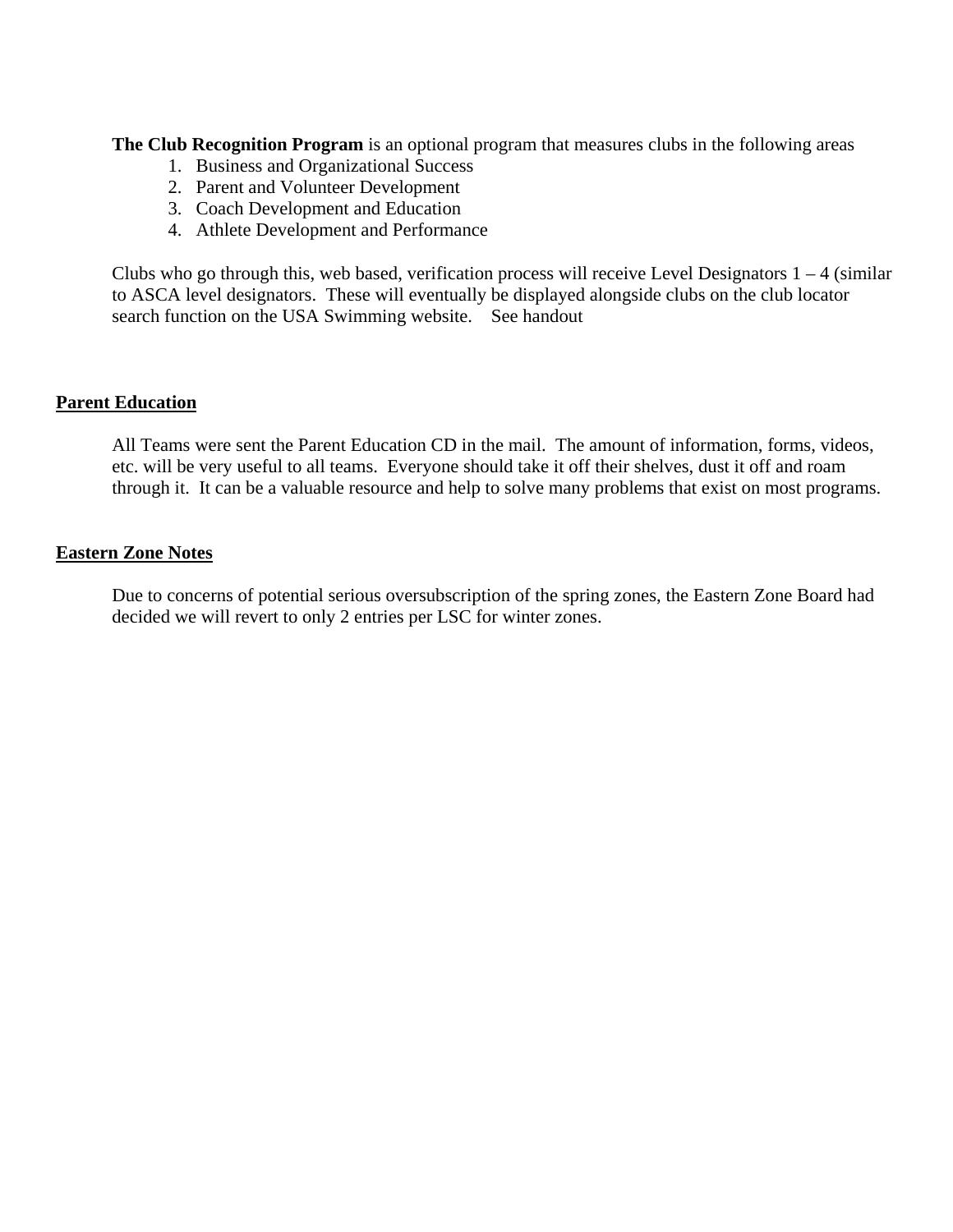**The Club Recognition Program** is an optional program that measures clubs in the following areas

1. Business and Organizational Success
2. Parent and Volunteer Development
3. Coach Development and Education
4. Athlete Development and Performance

Clubs who go through this, web based, verification process will receive Level Designators 1 – 4 (similar to ASCA level designators. These will eventually be displayed alongside clubs on the club locator search function on the USA Swimming website. See handout

## Parent Education

All Teams were sent the Parent Education CD in the mail. The amount of information, forms, videos, etc. will be very useful to all teams. Everyone should take it off their shelves, dust it off and roam through it. It can be a valuable resource and help to solve many problems that exist on most programs.

## Eastern Zone Notes

Due to concerns of potential serious oversubscription of the spring zones, the Eastern Zone Board had decided we will revert to only 2 entries per LSC for winter zones.